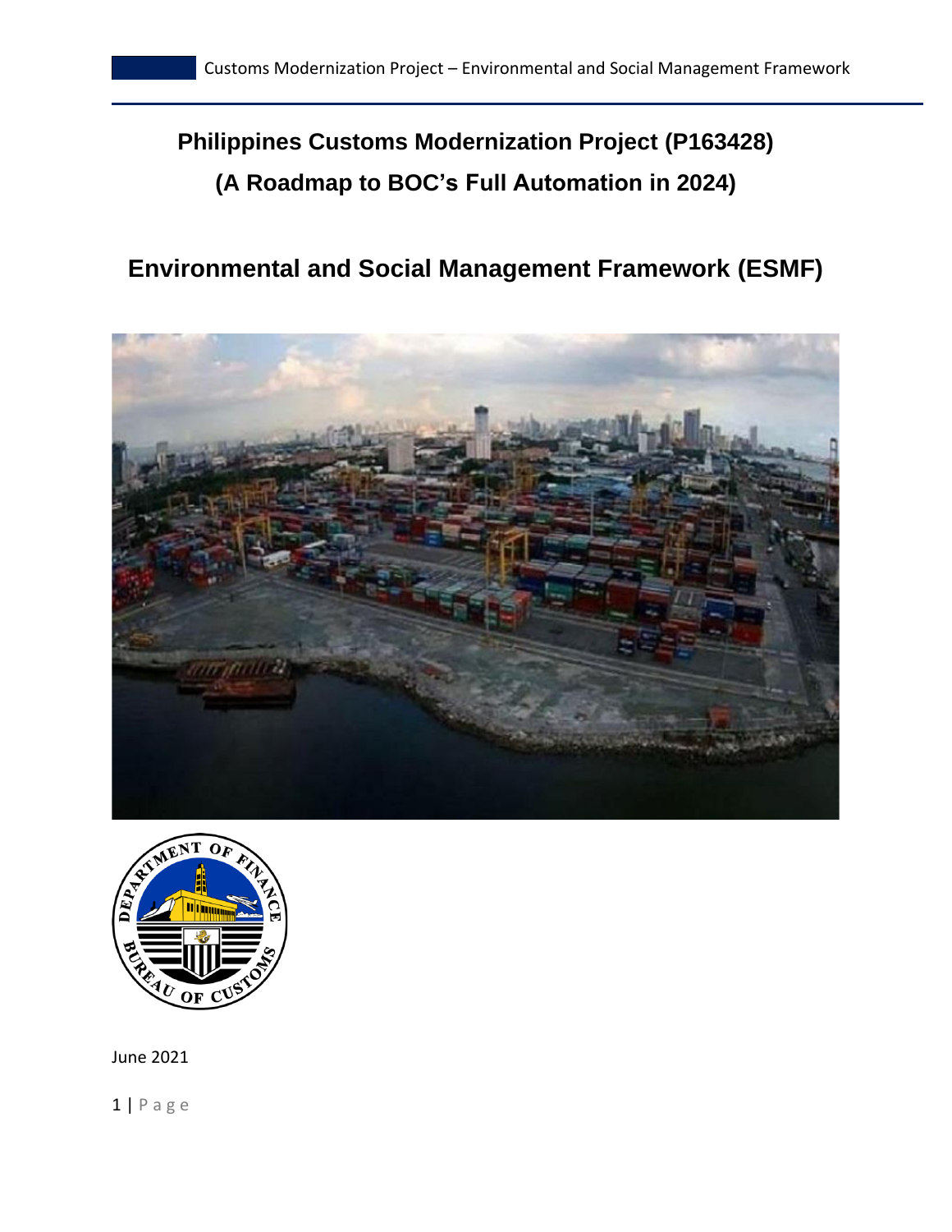# Philippines Customs Modernization Project (P163428)

## (A Roadmap to BOC's Full Automation in 2024)

# Environmental and Social Management Framework (ESMF)

June 2021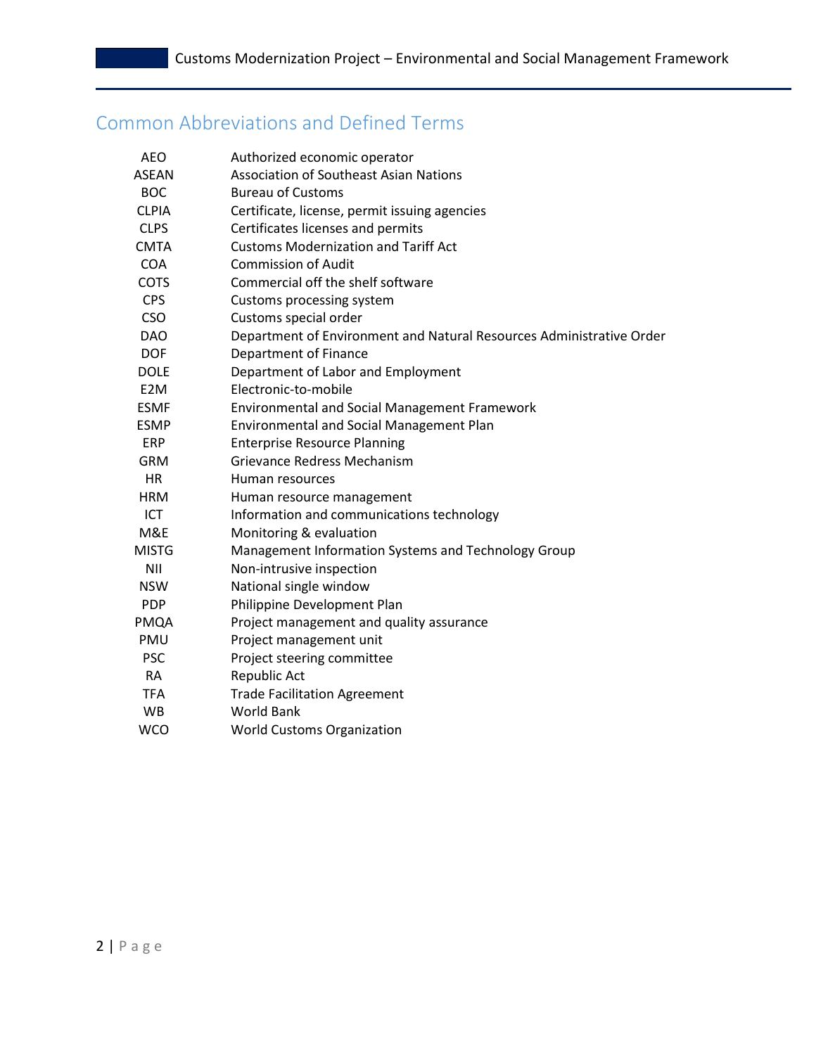## Common Abbreviations and Defined Terms

| | |
|---|---|
| AEO | Authorized economic operator |
| ASEAN | Association of Southeast Asian Nations |
| BOC | Bureau of Customs |
| CLPIA | Certificate, license, permit issuing agencies |
| CLPS | Certificates licenses and permits |
| CMTA | Customs Modernization and Tariff Act |
| COA | Commission of Audit |
| COTS | Commercial off the shelf software |
| CPS | Customs processing system |
| CSO | Customs special order |
| DAO | Department of Environment and Natural Resources Administrative Order |
| DOF | Department of Finance |
| DOLE | Department of Labor and Employment |
| E2M | Electronic-to-mobile |
| ESMF | Environmental and Social Management Framework |
| ESMP | Environmental and Social Management Plan |
| ERP | Enterprise Resource Planning |
| GRM | Grievance Redress Mechanism |
| HR | Human resources |
| HRM | Human resource management |
| ICT | Information and communications technology |
| M&E | Monitoring & evaluation |
| MISTG | Management Information Systems and Technology Group |
| NII | Non-intrusive inspection |
| NSW | National single window |
| PDP | Philippine Development Plan |
| PMQA | Project management and quality assurance |
| PMU | Project management unit |
| PSC | Project steering committee |
| RA | Republic Act |
| TFA | Trade Facilitation Agreement |
| WB | World Bank |
| WCO | World Customs Organization |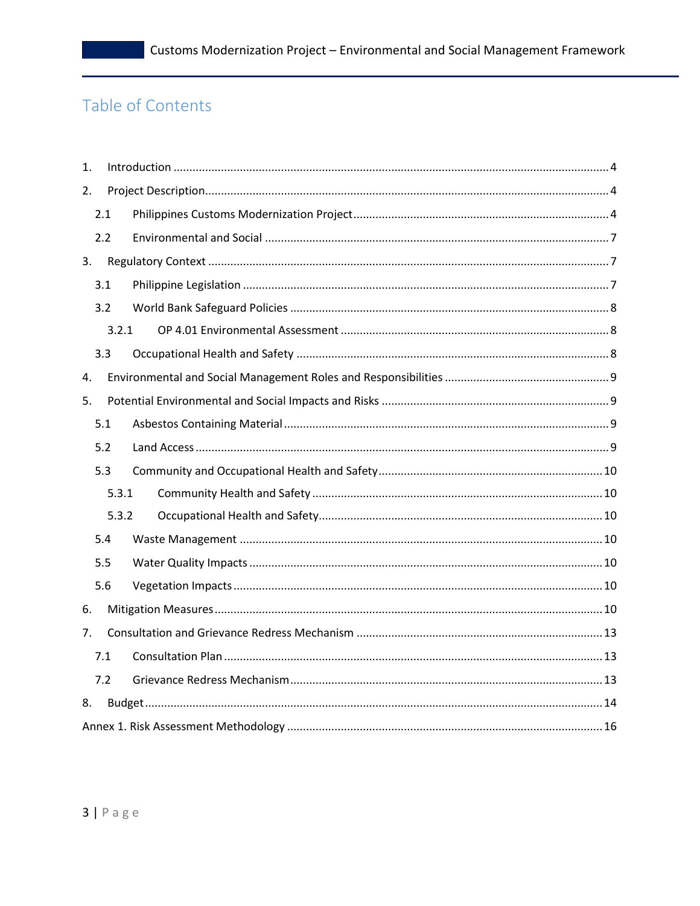# Table of Contents

1. Introduction ........................................................................................................................ 4
2. Project Description................................................................................................................ 4
   - 2.1 Philippines Customs Modernization Project ................................................................ 4
   - 2.2 Environmental and Social ............................................................................................ 7
3. Regulatory Context ................................................................................................................ 7
   - 3.1 Philippine Legislation ................................................................................................... 7
   - 3.2 World Bank Safeguard Policies .................................................................................... 8
     - 3.2.1 OP 4.01 Environmental Assessment ..................................................................... 8
   - 3.3 Occupational Health and Safety ................................................................................... 8
4. Environmental and Social Management Roles and Responsibilities ....................................... 9
5. Potential Environmental and Social Impacts and Risks .......................................................... 9
   - 5.1 Asbestos Containing Material ....................................................................................... 9
   - 5.2 Land Access .................................................................................................................. 9
   - 5.3 Community and Occupational Health and Safety ....................................................... 10
     - 5.3.1 Community Health and Safety ............................................................................ 10
     - 5.3.2 Occupational Health and Safety.......................................................................... 10
   - 5.4 Waste Management .................................................................................................. 10
   - 5.5 Water Quality Impacts ................................................................................................ 10
   - 5.6 Vegetation Impacts .................................................................................................... 10
6. Mitigation Measures .......................................................................................................... 10
7. Consultation and Grievance Redress Mechanism ............................................................... 13
   - 7.1 Consultation Plan ........................................................................................................ 13
   - 7.2 Grievance Redress Mechanism ................................................................................... 13
8. Budget ................................................................................................................................ 14

Annex 1. Risk Assessment Methodology .................................................................................. 16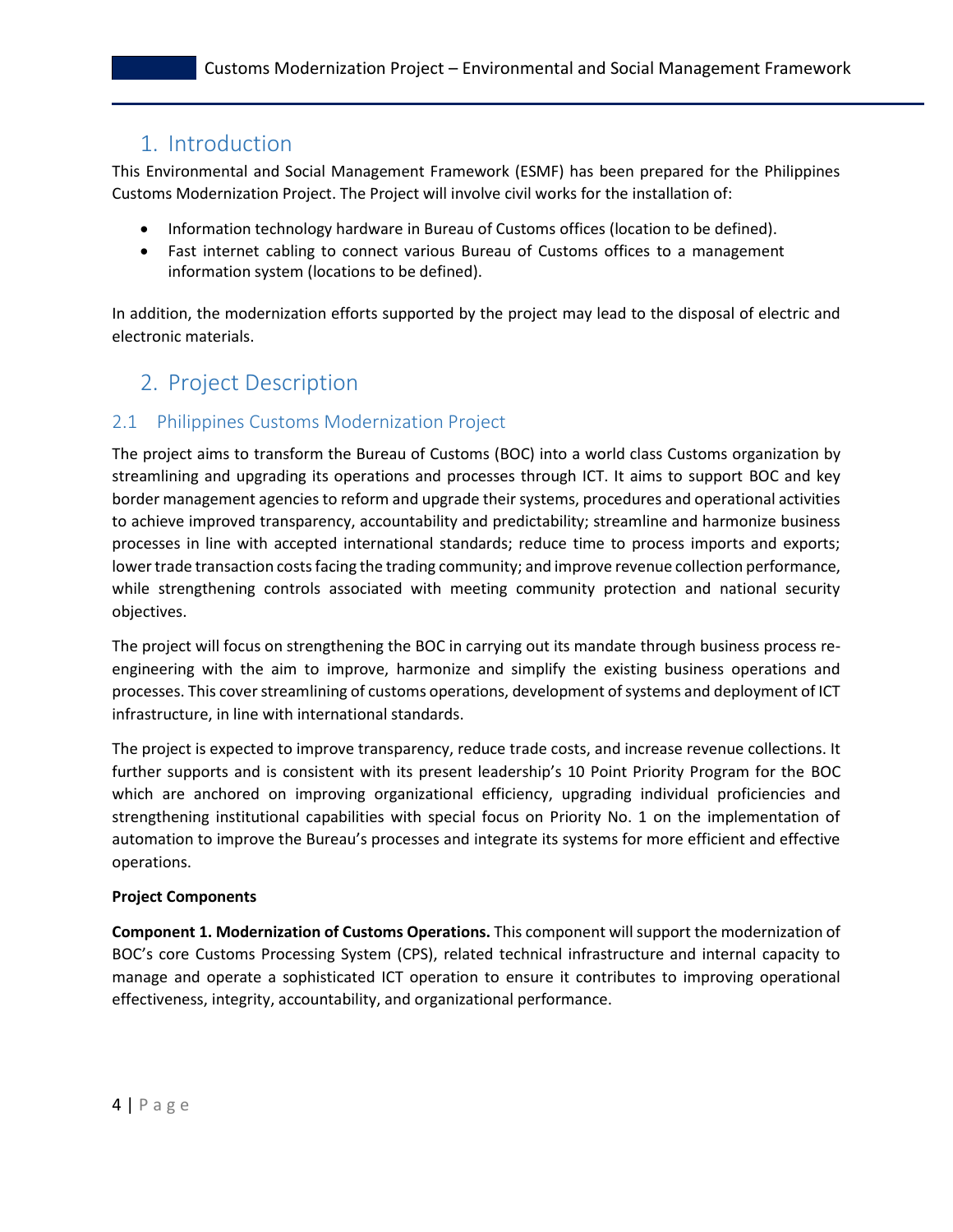# 1. Introduction

This Environmental and Social Management Framework (ESMF) has been prepared for the Philippines Customs Modernization Project. The Project will involve civil works for the installation of:

- Information technology hardware in Bureau of Customs offices (location to be defined).
- Fast internet cabling to connect various Bureau of Customs offices to a management information system (locations to be defined).

In addition, the modernization efforts supported by the project may lead to the disposal of electric and electronic materials.

# 2. Project Description

## 2.1 Philippines Customs Modernization Project

The project aims to transform the Bureau of Customs (BOC) into a world class Customs organization by streamlining and upgrading its operations and processes through ICT. It aims to support BOC and key border management agencies to reform and upgrade their systems, procedures and operational activities to achieve improved transparency, accountability and predictability; streamline and harmonize business processes in line with accepted international standards; reduce time to process imports and exports; lower trade transaction costs facing the trading community; and improve revenue collection performance, while strengthening controls associated with meeting community protection and national security objectives.

The project will focus on strengthening the BOC in carrying out its mandate through business process re-engineering with the aim to improve, harmonize and simplify the existing business operations and processes. This cover streamlining of customs operations, development of systems and deployment of ICT infrastructure, in line with international standards.

The project is expected to improve transparency, reduce trade costs, and increase revenue collections. It further supports and is consistent with its present leadership's 10 Point Priority Program for the BOC which are anchored on improving organizational efficiency, upgrading individual proficiencies and strengthening institutional capabilities with special focus on Priority No. 1 on the implementation of automation to improve the Bureau's processes and integrate its systems for more efficient and effective operations.

**Project Components**

**Component 1. Modernization of Customs Operations.** This component will support the modernization of BOC's core Customs Processing System (CPS), related technical infrastructure and internal capacity to manage and operate a sophisticated ICT operation to ensure it contributes to improving operational effectiveness, integrity, accountability, and organizational performance.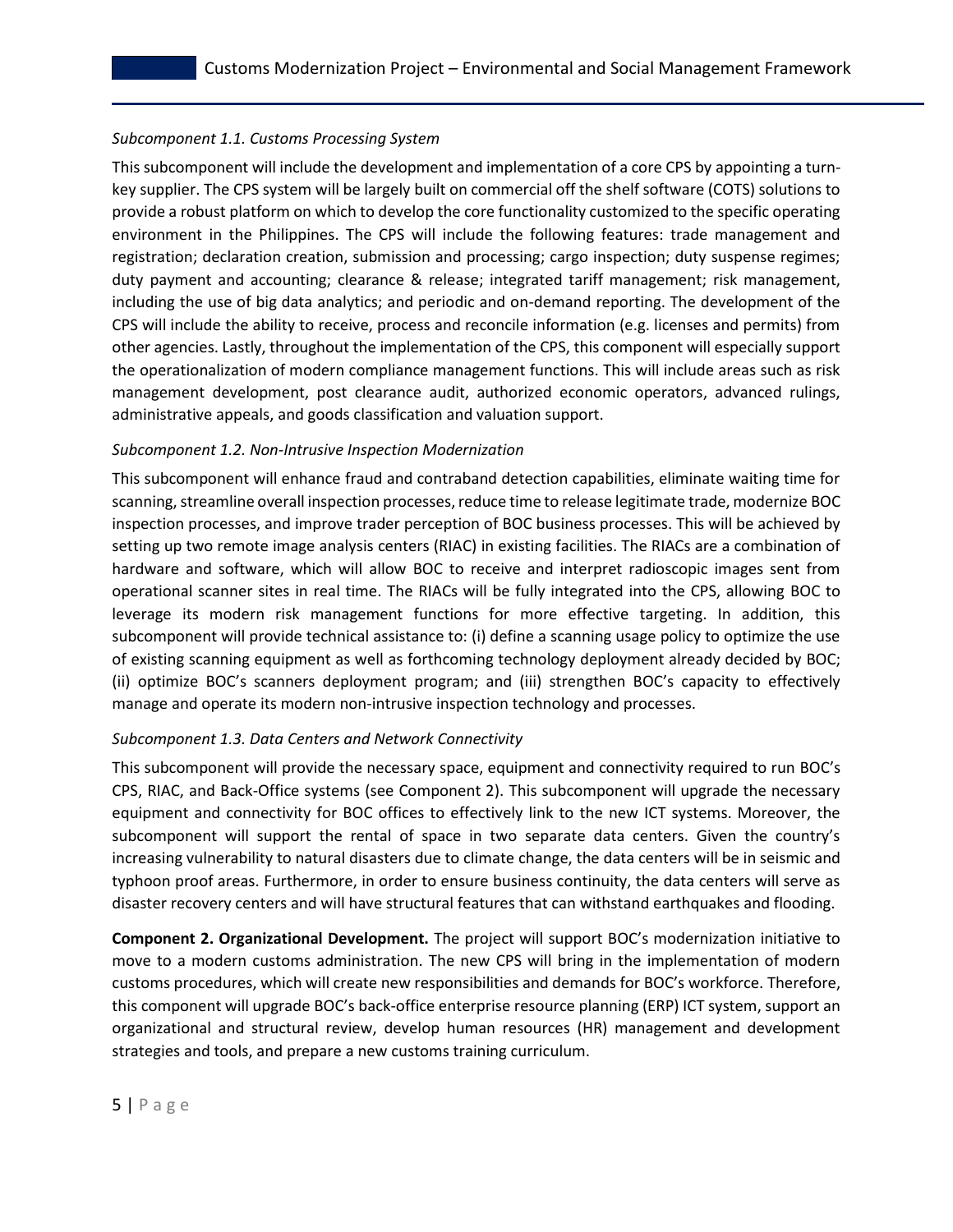*Subcomponent 1.1. Customs Processing System*

This subcomponent will include the development and implementation of a core CPS by appointing a turn-key supplier. The CPS system will be largely built on commercial off the shelf software (COTS) solutions to provide a robust platform on which to develop the core functionality customized to the specific operating environment in the Philippines. The CPS will include the following features: trade management and registration; declaration creation, submission and processing; cargo inspection; duty suspense regimes; duty payment and accounting; clearance & release; integrated tariff management; risk management, including the use of big data analytics; and periodic and on-demand reporting. The development of the CPS will include the ability to receive, process and reconcile information (e.g. licenses and permits) from other agencies. Lastly, throughout the implementation of the CPS, this component will especially support the operationalization of modern compliance management functions. This will include areas such as risk management development, post clearance audit, authorized economic operators, advanced rulings, administrative appeals, and goods classification and valuation support.

*Subcomponent 1.2. Non-Intrusive Inspection Modernization*

This subcomponent will enhance fraud and contraband detection capabilities, eliminate waiting time for scanning, streamline overall inspection processes, reduce time to release legitimate trade, modernize BOC inspection processes, and improve trader perception of BOC business processes. This will be achieved by setting up two remote image analysis centers (RIAC) in existing facilities. The RIACs are a combination of hardware and software, which will allow BOC to receive and interpret radioscopic images sent from operational scanner sites in real time. The RIACs will be fully integrated into the CPS, allowing BOC to leverage its modern risk management functions for more effective targeting. In addition, this subcomponent will provide technical assistance to: (i) define a scanning usage policy to optimize the use of existing scanning equipment as well as forthcoming technology deployment already decided by BOC; (ii) optimize BOC's scanners deployment program; and (iii) strengthen BOC's capacity to effectively manage and operate its modern non-intrusive inspection technology and processes.

*Subcomponent 1.3. Data Centers and Network Connectivity*

This subcomponent will provide the necessary space, equipment and connectivity required to run BOC's CPS, RIAC, and Back-Office systems (see Component 2). This subcomponent will upgrade the necessary equipment and connectivity for BOC offices to effectively link to the new ICT systems. Moreover, the subcomponent will support the rental of space in two separate data centers. Given the country's increasing vulnerability to natural disasters due to climate change, the data centers will be in seismic and typhoon proof areas. Furthermore, in order to ensure business continuity, the data centers will serve as disaster recovery centers and will have structural features that can withstand earthquakes and flooding.

**Component 2. Organizational Development.** The project will support BOC's modernization initiative to move to a modern customs administration. The new CPS will bring in the implementation of modern customs procedures, which will create new responsibilities and demands for BOC's workforce. Therefore, this component will upgrade BOC's back-office enterprise resource planning (ERP) ICT system, support an organizational and structural review, develop human resources (HR) management and development strategies and tools, and prepare a new customs training curriculum.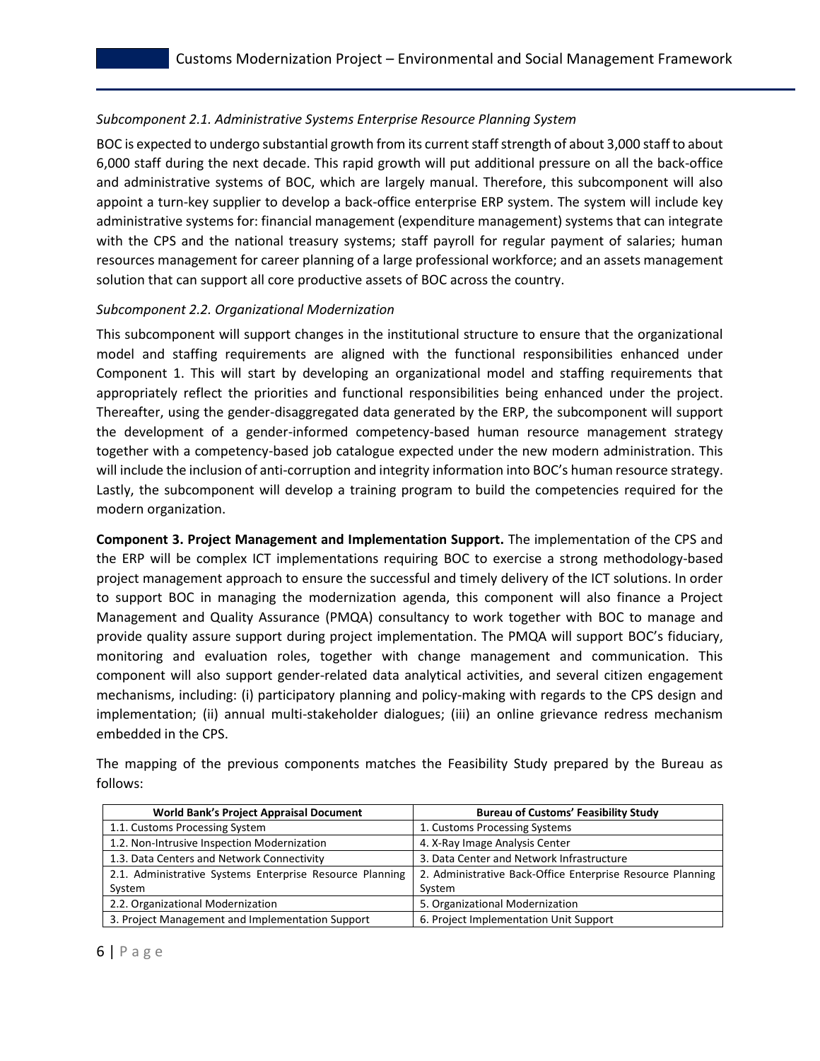*Subcomponent 2.1. Administrative Systems Enterprise Resource Planning System*

BOC is expected to undergo substantial growth from its current staff strength of about 3,000 staff to about 6,000 staff during the next decade. This rapid growth will put additional pressure on all the back-office and administrative systems of BOC, which are largely manual. Therefore, this subcomponent will also appoint a turn-key supplier to develop a back-office enterprise ERP system. The system will include key administrative systems for: financial management (expenditure management) systems that can integrate with the CPS and the national treasury systems; staff payroll for regular payment of salaries; human resources management for career planning of a large professional workforce; and an assets management solution that can support all core productive assets of BOC across the country.

*Subcomponent 2.2. Organizational Modernization*

This subcomponent will support changes in the institutional structure to ensure that the organizational model and staffing requirements are aligned with the functional responsibilities enhanced under Component 1. This will start by developing an organizational model and staffing requirements that appropriately reflect the priorities and functional responsibilities being enhanced under the project. Thereafter, using the gender-disaggregated data generated by the ERP, the subcomponent will support the development of a gender-informed competency-based human resource management strategy together with a competency-based job catalogue expected under the new modern administration. This will include the inclusion of anti-corruption and integrity information into BOC's human resource strategy. Lastly, the subcomponent will develop a training program to build the competencies required for the modern organization.

**Component 3. Project Management and Implementation Support.** The implementation of the CPS and the ERP will be complex ICT implementations requiring BOC to exercise a strong methodology-based project management approach to ensure the successful and timely delivery of the ICT solutions. In order to support BOC in managing the modernization agenda, this component will also finance a Project Management and Quality Assurance (PMQA) consultancy to work together with BOC to manage and provide quality assure support during project implementation. The PMQA will support BOC's fiduciary, monitoring and evaluation roles, together with change management and communication. This component will also support gender-related data analytical activities, and several citizen engagement mechanisms, including: (i) participatory planning and policy-making with regards to the CPS design and implementation; (ii) annual multi-stakeholder dialogues; (iii) an online grievance redress mechanism embedded in the CPS.

The mapping of the previous components matches the Feasibility Study prepared by the Bureau as follows:

| World Bank's Project Appraisal Document | Bureau of Customs' Feasibility Study |
|---|---|
| 1.1. Customs Processing System | 1. Customs Processing Systems |
| 1.2. Non-Intrusive Inspection Modernization | 4. X-Ray Image Analysis Center |
| 1.3. Data Centers and Network Connectivity | 3. Data Center and Network Infrastructure |
| 2.1. Administrative Systems Enterprise Resource Planning System | 2. Administrative Back-Office Enterprise Resource Planning System |
| 2.2. Organizational Modernization | 5. Organizational Modernization |
| 3. Project Management and Implementation Support | 6. Project Implementation Unit Support |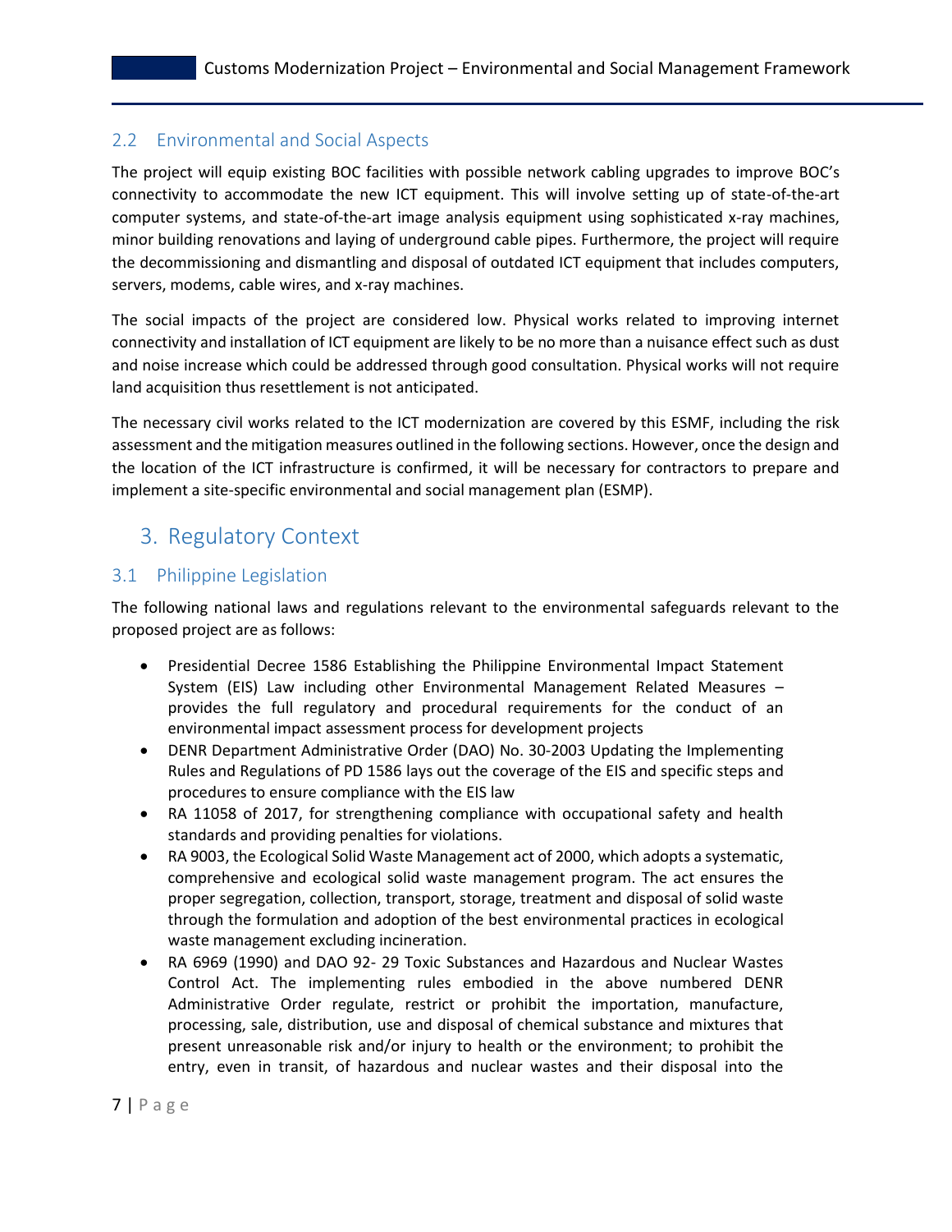## 2.2 Environmental and Social Aspects

The project will equip existing BOC facilities with possible network cabling upgrades to improve BOC's connectivity to accommodate the new ICT equipment. This will involve setting up of state-of-the-art computer systems, and state-of-the-art image analysis equipment using sophisticated x-ray machines, minor building renovations and laying of underground cable pipes. Furthermore, the project will require the decommissioning and dismantling and disposal of outdated ICT equipment that includes computers, servers, modems, cable wires, and x-ray machines.

The social impacts of the project are considered low. Physical works related to improving internet connectivity and installation of ICT equipment are likely to be no more than a nuisance effect such as dust and noise increase which could be addressed through good consultation. Physical works will not require land acquisition thus resettlement is not anticipated.

The necessary civil works related to the ICT modernization are covered by this ESMF, including the risk assessment and the mitigation measures outlined in the following sections. However, once the design and the location of the ICT infrastructure is confirmed, it will be necessary for contractors to prepare and implement a site-specific environmental and social management plan (ESMP).

# 3. Regulatory Context

## 3.1 Philippine Legislation

The following national laws and regulations relevant to the environmental safeguards relevant to the proposed project are as follows:

- Presidential Decree 1586 Establishing the Philippine Environmental Impact Statement System (EIS) Law including other Environmental Management Related Measures – provides the full regulatory and procedural requirements for the conduct of an environmental impact assessment process for development projects
- DENR Department Administrative Order (DAO) No. 30-2003 Updating the Implementing Rules and Regulations of PD 1586 lays out the coverage of the EIS and specific steps and procedures to ensure compliance with the EIS law
- RA 11058 of 2017, for strengthening compliance with occupational safety and health standards and providing penalties for violations.
- RA 9003, the Ecological Solid Waste Management act of 2000, which adopts a systematic, comprehensive and ecological solid waste management program. The act ensures the proper segregation, collection, transport, storage, treatment and disposal of solid waste through the formulation and adoption of the best environmental practices in ecological waste management excluding incineration.
- RA 6969 (1990) and DAO 92- 29 Toxic Substances and Hazardous and Nuclear Wastes Control Act. The implementing rules embodied in the above numbered DENR Administrative Order regulate, restrict or prohibit the importation, manufacture, processing, sale, distribution, use and disposal of chemical substance and mixtures that present unreasonable risk and/or injury to health or the environment; to prohibit the entry, even in transit, of hazardous and nuclear wastes and their disposal into the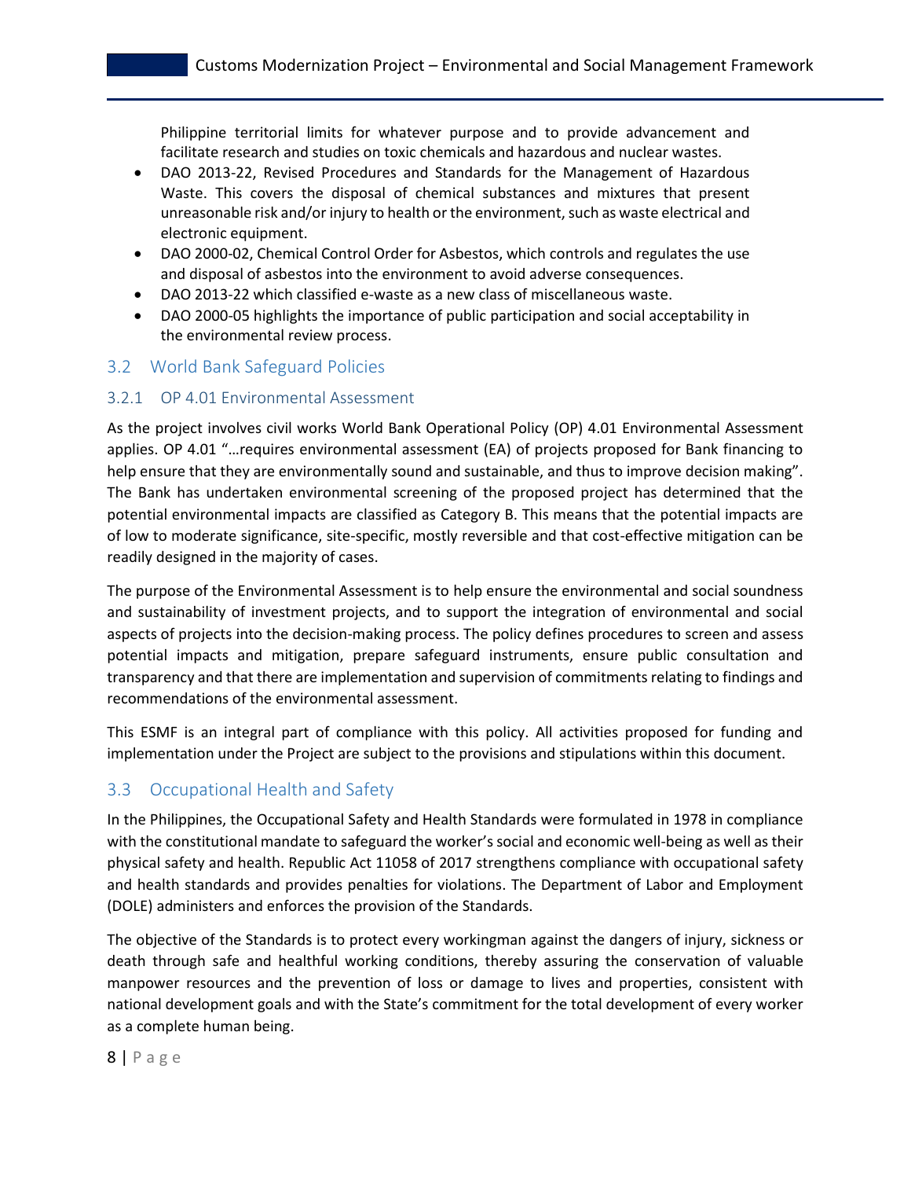Philippine territorial limits for whatever purpose and to provide advancement and facilitate research and studies on toxic chemicals and hazardous and nuclear wastes.

- DAO 2013-22, Revised Procedures and Standards for the Management of Hazardous Waste. This covers the disposal of chemical substances and mixtures that present unreasonable risk and/or injury to health or the environment, such as waste electrical and electronic equipment.
- DAO 2000-02, Chemical Control Order for Asbestos, which controls and regulates the use and disposal of asbestos into the environment to avoid adverse consequences.
- DAO 2013-22 which classified e-waste as a new class of miscellaneous waste.
- DAO 2000-05 highlights the importance of public participation and social acceptability in the environmental review process.

## 3.2 World Bank Safeguard Policies

### 3.2.1 OP 4.01 Environmental Assessment

As the project involves civil works World Bank Operational Policy (OP) 4.01 Environmental Assessment applies. OP 4.01 "…requires environmental assessment (EA) of projects proposed for Bank financing to help ensure that they are environmentally sound and sustainable, and thus to improve decision making". The Bank has undertaken environmental screening of the proposed project has determined that the potential environmental impacts are classified as Category B. This means that the potential impacts are of low to moderate significance, site-specific, mostly reversible and that cost-effective mitigation can be readily designed in the majority of cases.

The purpose of the Environmental Assessment is to help ensure the environmental and social soundness and sustainability of investment projects, and to support the integration of environmental and social aspects of projects into the decision-making process. The policy defines procedures to screen and assess potential impacts and mitigation, prepare safeguard instruments, ensure public consultation and transparency and that there are implementation and supervision of commitments relating to findings and recommendations of the environmental assessment.

This ESMF is an integral part of compliance with this policy. All activities proposed for funding and implementation under the Project are subject to the provisions and stipulations within this document.

## 3.3 Occupational Health and Safety

In the Philippines, the Occupational Safety and Health Standards were formulated in 1978 in compliance with the constitutional mandate to safeguard the worker's social and economic well-being as well as their physical safety and health. Republic Act 11058 of 2017 strengthens compliance with occupational safety and health standards and provides penalties for violations. The Department of Labor and Employment (DOLE) administers and enforces the provision of the Standards.

The objective of the Standards is to protect every workingman against the dangers of injury, sickness or death through safe and healthful working conditions, thereby assuring the conservation of valuable manpower resources and the prevention of loss or damage to lives and properties, consistent with national development goals and with the State's commitment for the total development of every worker as a complete human being.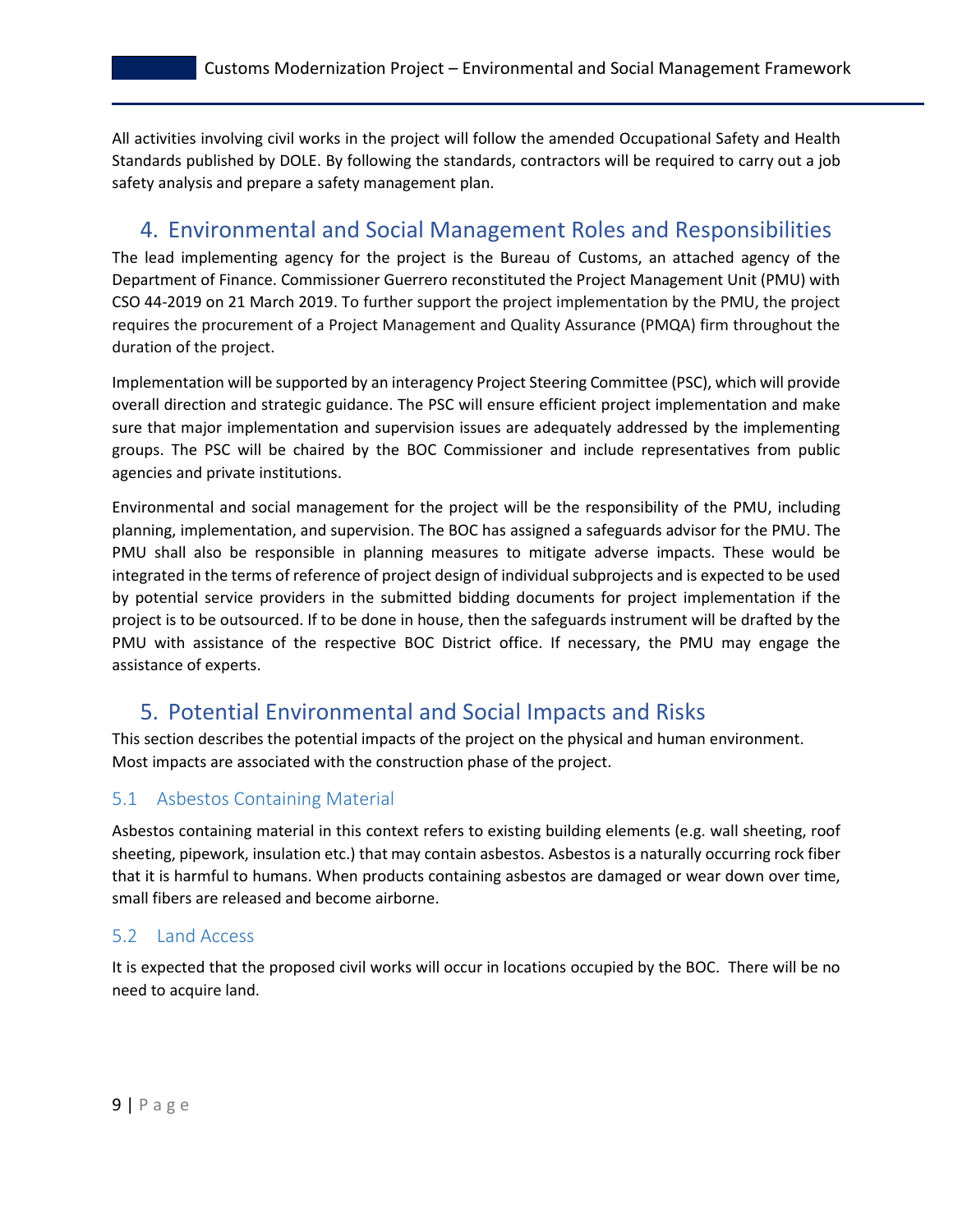All activities involving civil works in the project will follow the amended Occupational Safety and Health Standards published by DOLE. By following the standards, contractors will be required to carry out a job safety analysis and prepare a safety management plan.

# 4. Environmental and Social Management Roles and Responsibilities

The lead implementing agency for the project is the Bureau of Customs, an attached agency of the Department of Finance. Commissioner Guerrero reconstituted the Project Management Unit (PMU) with CSO 44-2019 on 21 March 2019. To further support the project implementation by the PMU, the project requires the procurement of a Project Management and Quality Assurance (PMQA) firm throughout the duration of the project.

Implementation will be supported by an interagency Project Steering Committee (PSC), which will provide overall direction and strategic guidance. The PSC will ensure efficient project implementation and make sure that major implementation and supervision issues are adequately addressed by the implementing groups. The PSC will be chaired by the BOC Commissioner and include representatives from public agencies and private institutions.

Environmental and social management for the project will be the responsibility of the PMU, including planning, implementation, and supervision. The BOC has assigned a safeguards advisor for the PMU. The PMU shall also be responsible in planning measures to mitigate adverse impacts. These would be integrated in the terms of reference of project design of individual subprojects and is expected to be used by potential service providers in the submitted bidding documents for project implementation if the project is to be outsourced. If to be done in house, then the safeguards instrument will be drafted by the PMU with assistance of the respective BOC District office. If necessary, the PMU may engage the assistance of experts.

# 5. Potential Environmental and Social Impacts and Risks

This section describes the potential impacts of the project on the physical and human environment. Most impacts are associated with the construction phase of the project.

## 5.1 Asbestos Containing Material

Asbestos containing material in this context refers to existing building elements (e.g. wall sheeting, roof sheeting, pipework, insulation etc.) that may contain asbestos. Asbestos is a naturally occurring rock fiber that it is harmful to humans. When products containing asbestos are damaged or wear down over time, small fibers are released and become airborne.

## 5.2 Land Access

It is expected that the proposed civil works will occur in locations occupied by the BOC. There will be no need to acquire land.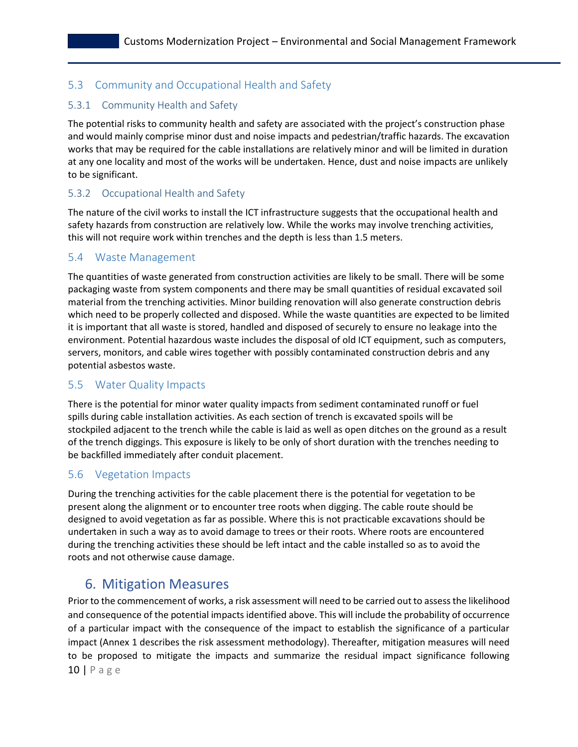## 5.3 Community and Occupational Health and Safety

### 5.3.1 Community Health and Safety

The potential risks to community health and safety are associated with the project's construction phase and would mainly comprise minor dust and noise impacts and pedestrian/traffic hazards. The excavation works that may be required for the cable installations are relatively minor and will be limited in duration at any one locality and most of the works will be undertaken. Hence, dust and noise impacts are unlikely to be significant.

### 5.3.2 Occupational Health and Safety

The nature of the civil works to install the ICT infrastructure suggests that the occupational health and safety hazards from construction are relatively low. While the works may involve trenching activities, this will not require work within trenches and the depth is less than 1.5 meters.

## 5.4 Waste Management

The quantities of waste generated from construction activities are likely to be small. There will be some packaging waste from system components and there may be small quantities of residual excavated soil material from the trenching activities. Minor building renovation will also generate construction debris which need to be properly collected and disposed. While the waste quantities are expected to be limited it is important that all waste is stored, handled and disposed of securely to ensure no leakage into the environment. Potential hazardous waste includes the disposal of old ICT equipment, such as computers, servers, monitors, and cable wires together with possibly contaminated construction debris and any potential asbestos waste.

## 5.5 Water Quality Impacts

There is the potential for minor water quality impacts from sediment contaminated runoff or fuel spills during cable installation activities. As each section of trench is excavated spoils will be stockpiled adjacent to the trench while the cable is laid as well as open ditches on the ground as a result of the trench diggings. This exposure is likely to be only of short duration with the trenches needing to be backfilled immediately after conduit placement.

## 5.6 Vegetation Impacts

During the trenching activities for the cable placement there is the potential for vegetation to be present along the alignment or to encounter tree roots when digging. The cable route should be designed to avoid vegetation as far as possible. Where this is not practicable excavations should be undertaken in such a way as to avoid damage to trees or their roots. Where roots are encountered during the trenching activities these should be left intact and the cable installed so as to avoid the roots and not otherwise cause damage.

# 6. Mitigation Measures

Prior to the commencement of works, a risk assessment will need to be carried out to assess the likelihood and consequence of the potential impacts identified above. This will include the probability of occurrence of a particular impact with the consequence of the impact to establish the significance of a particular impact (Annex 1 describes the risk assessment methodology). Thereafter, mitigation measures will need to be proposed to mitigate the impacts and summarize the residual impact significance following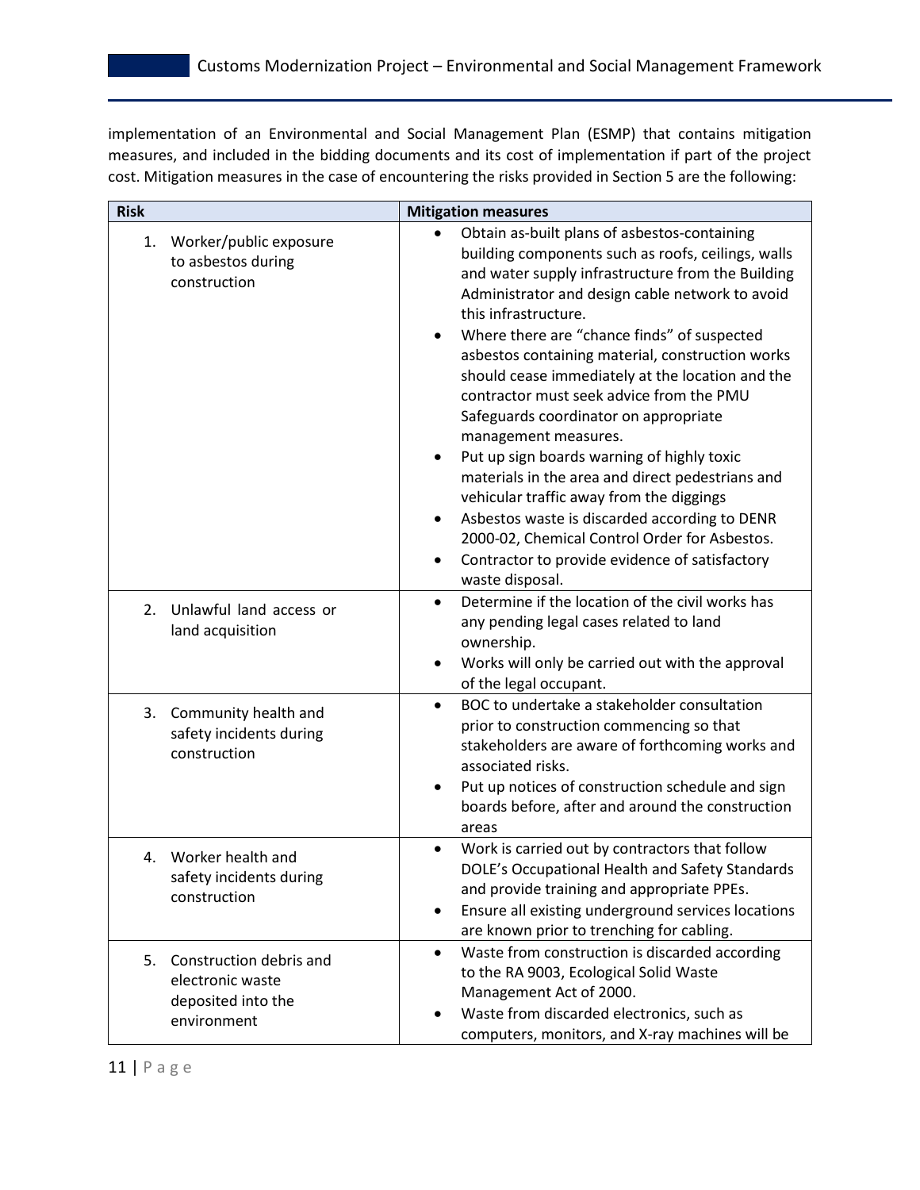implementation of an Environmental and Social Management Plan (ESMP) that contains mitigation measures, and included in the bidding documents and its cost of implementation if part of the project cost. Mitigation measures in the case of encountering the risks provided in Section 5 are the following:

| Risk | Mitigation measures |
|---|---|
| 1. Worker/public exposure to asbestos during construction | • Obtain as-built plans of asbestos-containing building components such as roofs, ceilings, walls and water supply infrastructure from the Building Administrator and design cable network to avoid this infrastructure.<br>• Where there are "chance finds" of suspected asbestos containing material, construction works should cease immediately at the location and the contractor must seek advice from the PMU Safeguards coordinator on appropriate management measures.<br>• Put up sign boards warning of highly toxic materials in the area and direct pedestrians and vehicular traffic away from the diggings<br>• Asbestos waste is discarded according to DENR 2000-02, Chemical Control Order for Asbestos.<br>• Contractor to provide evidence of satisfactory waste disposal. |
| 2. Unlawful land access or land acquisition | • Determine if the location of the civil works has any pending legal cases related to land ownership.<br>• Works will only be carried out with the approval of the legal occupant. |
| 3. Community health and safety incidents during construction | • BOC to undertake a stakeholder consultation prior to construction commencing so that stakeholders are aware of forthcoming works and associated risks.<br>• Put up notices of construction schedule and sign boards before, after and around the construction areas |
| 4. Worker health and safety incidents during construction | • Work is carried out by contractors that follow DOLE's Occupational Health and Safety Standards and provide training and appropriate PPEs.<br>• Ensure all existing underground services locations are known prior to trenching for cabling. |
| 5. Construction debris and electronic waste deposited into the environment | • Waste from construction is discarded according to the RA 9003, Ecological Solid Waste Management Act of 2000.<br>• Waste from discarded electronics, such as computers, monitors, and X-ray machines will be |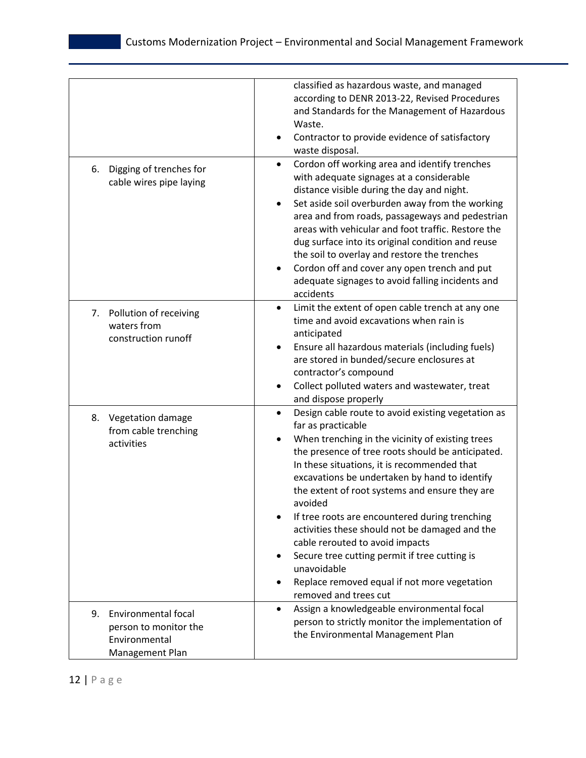| | |
|---|---|
| | classified as hazardous waste, and managed according to DENR 2013-22, Revised Procedures and Standards for the Management of Hazardous Waste.<br>• Contractor to provide evidence of satisfactory waste disposal. |
| 6. Digging of trenches for cable wires pipe laying | • Cordon off working area and identify trenches with adequate signages at a considerable distance visible during the day and night.<br>• Set aside soil overburden away from the working area and from roads, passageways and pedestrian areas with vehicular and foot traffic. Restore the dug surface into its original condition and reuse the soil to overlay and restore the trenches<br>• Cordon off and cover any open trench and put adequate signages to avoid falling incidents and accidents |
| 7. Pollution of receiving waters from construction runoff | • Limit the extent of open cable trench at any one time and avoid excavations when rain is anticipated<br>• Ensure all hazardous materials (including fuels) are stored in bunded/secure enclosures at contractor's compound<br>• Collect polluted waters and wastewater, treat and dispose properly |
| 8. Vegetation damage from cable trenching activities | • Design cable route to avoid existing vegetation as far as practicable<br>• When trenching in the vicinity of existing trees the presence of tree roots should be anticipated. In these situations, it is recommended that excavations be undertaken by hand to identify the extent of root systems and ensure they are avoided<br>• If tree roots are encountered during trenching activities these should not be damaged and the cable rerouted to avoid impacts<br>• Secure tree cutting permit if tree cutting is unavoidable<br>• Replace removed equal if not more vegetation removed and trees cut |
| 9. Environmental focal person to monitor the Environmental Management Plan | • Assign a knowledgeable environmental focal person to strictly monitor the implementation of the Environmental Management Plan |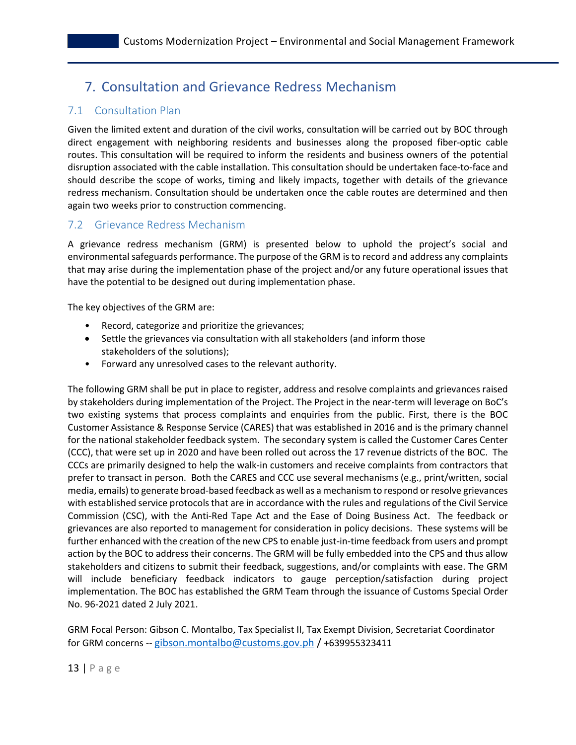# 7. Consultation and Grievance Redress Mechanism

## 7.1 Consultation Plan

Given the limited extent and duration of the civil works, consultation will be carried out by BOC through direct engagement with neighboring residents and businesses along the proposed fiber-optic cable routes. This consultation will be required to inform the residents and business owners of the potential disruption associated with the cable installation. This consultation should be undertaken face-to-face and should describe the scope of works, timing and likely impacts, together with details of the grievance redress mechanism. Consultation should be undertaken once the cable routes are determined and then again two weeks prior to construction commencing.

## 7.2 Grievance Redress Mechanism

A grievance redress mechanism (GRM) is presented below to uphold the project's social and environmental safeguards performance. The purpose of the GRM is to record and address any complaints that may arise during the implementation phase of the project and/or any future operational issues that have the potential to be designed out during implementation phase.

The key objectives of the GRM are:

- Record, categorize and prioritize the grievances;
- Settle the grievances via consultation with all stakeholders (and inform those stakeholders of the solutions);
- Forward any unresolved cases to the relevant authority.

The following GRM shall be put in place to register, address and resolve complaints and grievances raised by stakeholders during implementation of the Project. The Project in the near-term will leverage on BoC's two existing systems that process complaints and enquiries from the public. First, there is the BOC Customer Assistance & Response Service (CARES) that was established in 2016 and is the primary channel for the national stakeholder feedback system. The secondary system is called the Customer Cares Center (CCC), that were set up in 2020 and have been rolled out across the 17 revenue districts of the BOC. The CCCs are primarily designed to help the walk-in customers and receive complaints from contractors that prefer to transact in person. Both the CARES and CCC use several mechanisms (e.g., print/written, social media, emails) to generate broad-based feedback as well as a mechanism to respond or resolve grievances with established service protocols that are in accordance with the rules and regulations of the Civil Service Commission (CSC), with the Anti-Red Tape Act and the Ease of Doing Business Act. The feedback or grievances are also reported to management for consideration in policy decisions. These systems will be further enhanced with the creation of the new CPS to enable just-in-time feedback from users and prompt action by the BOC to address their concerns. The GRM will be fully embedded into the CPS and thus allow stakeholders and citizens to submit their feedback, suggestions, and/or complaints with ease. The GRM will include beneficiary feedback indicators to gauge perception/satisfaction during project implementation. The BOC has established the GRM Team through the issuance of Customs Special Order No. 96-2021 dated 2 July 2021.

GRM Focal Person: Gibson C. Montalbo, Tax Specialist II, Tax Exempt Division, Secretariat Coordinator for GRM concerns -- gibson.montalbo@customs.gov.ph / +639955323411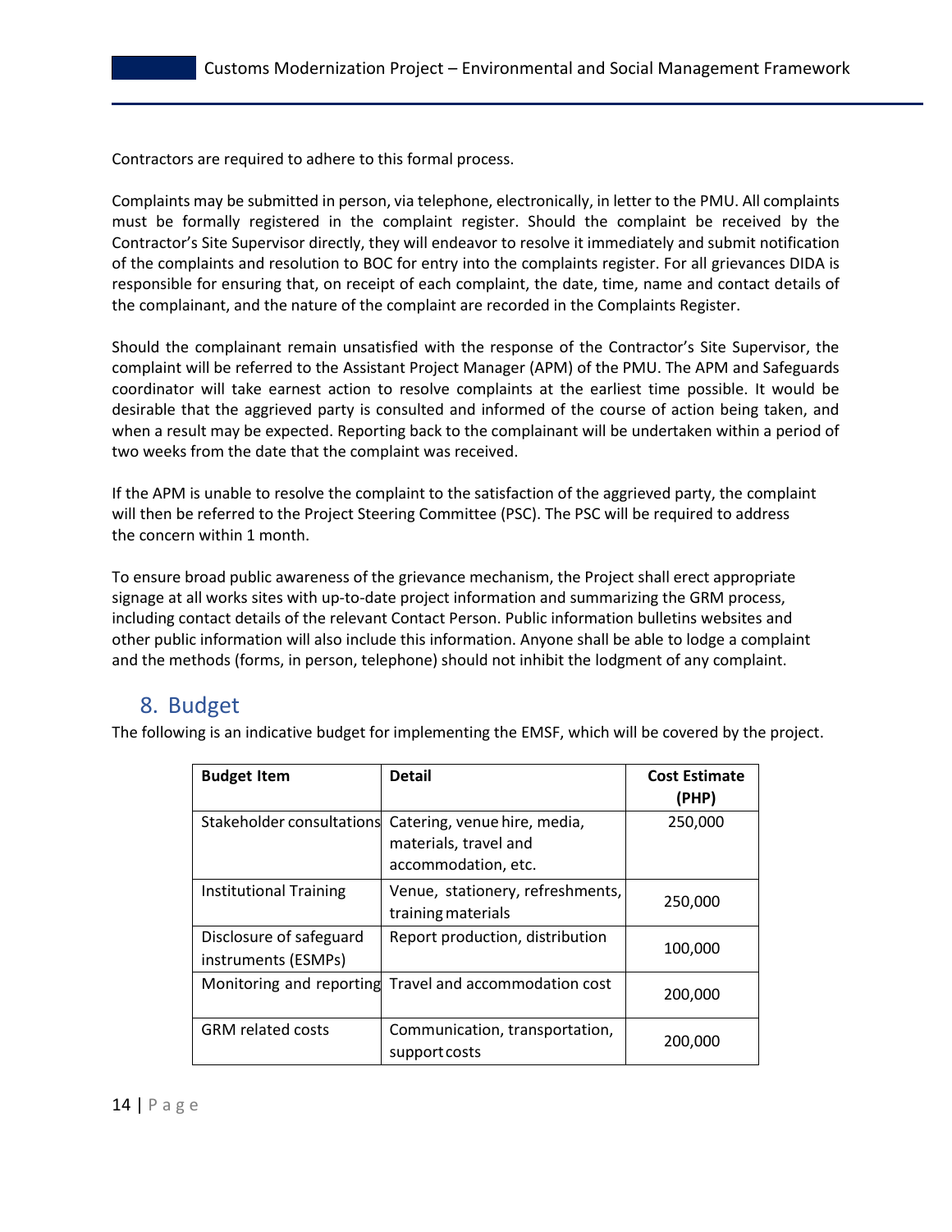Contractors are required to adhere to this formal process.

Complaints may be submitted in person, via telephone, electronically, in letter to the PMU. All complaints must be formally registered in the complaint register. Should the complaint be received by the Contractor's Site Supervisor directly, they will endeavor to resolve it immediately and submit notification of the complaints and resolution to BOC for entry into the complaints register. For all grievances DIDA is responsible for ensuring that, on receipt of each complaint, the date, time, name and contact details of the complainant, and the nature of the complaint are recorded in the Complaints Register.

Should the complainant remain unsatisfied with the response of the Contractor's Site Supervisor, the complaint will be referred to the Assistant Project Manager (APM) of the PMU. The APM and Safeguards coordinator will take earnest action to resolve complaints at the earliest time possible. It would be desirable that the aggrieved party is consulted and informed of the course of action being taken, and when a result may be expected. Reporting back to the complainant will be undertaken within a period of two weeks from the date that the complaint was received.

If the APM is unable to resolve the complaint to the satisfaction of the aggrieved party, the complaint will then be referred to the Project Steering Committee (PSC). The PSC will be required to address the concern within 1 month.

To ensure broad public awareness of the grievance mechanism, the Project shall erect appropriate signage at all works sites with up-to-date project information and summarizing the GRM process, including contact details of the relevant Contact Person. Public information bulletins websites and other public information will also include this information. Anyone shall be able to lodge a complaint and the methods (forms, in person, telephone) should not inhibit the lodgment of any complaint.

## 8. Budget

The following is an indicative budget for implementing the EMSF, which will be covered by the project.

| Budget Item | Detail | Cost Estimate (PHP) |
|---|---|---|
| Stakeholder consultations | Catering, venue hire, media, materials, travel and accommodation, etc. | 250,000 |
| Institutional Training | Venue, stationery, refreshments, training materials | 250,000 |
| Disclosure of safeguard instruments (ESMPs) | Report production, distribution | 100,000 |
| Monitoring and reporting | Travel and accommodation cost | 200,000 |
| GRM related costs | Communication, transportation, support costs | 200,000 |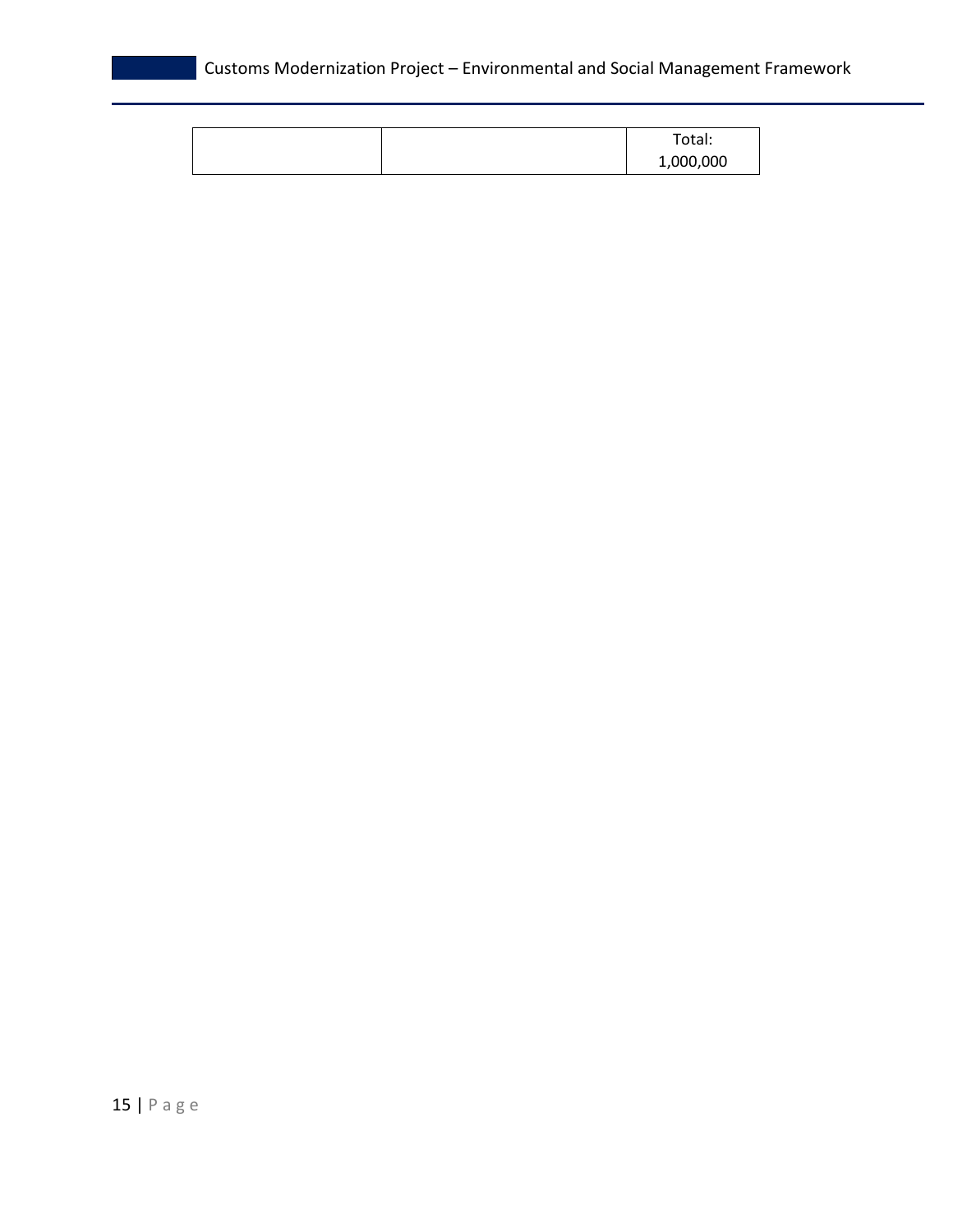| | | |
|---|---|---|
| | | Total: 1,000,000 |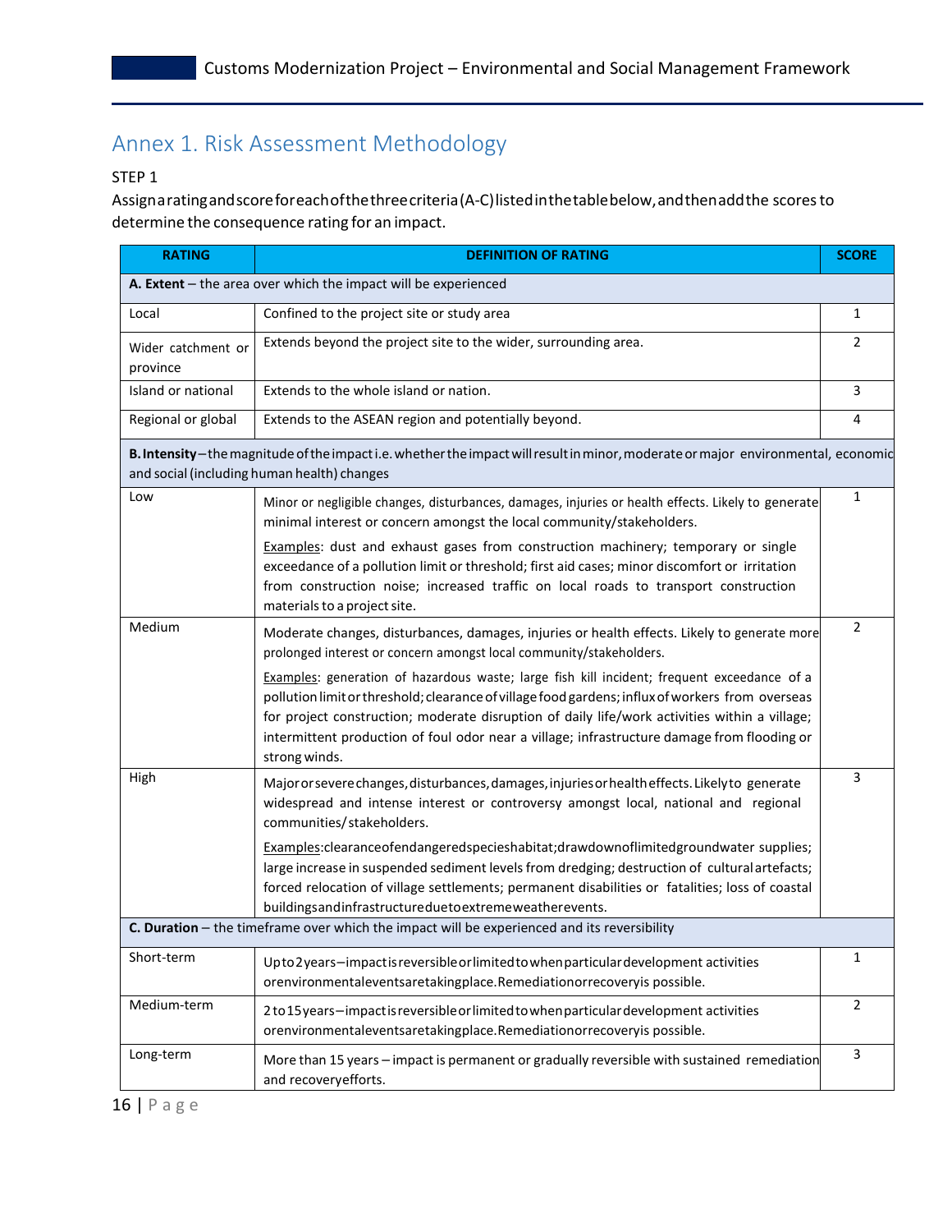# Annex 1. Risk Assessment Methodology

STEP 1

Assign a rating and score for each of the three criteria (A-C) listed in the table below, and then add the scores to determine the consequence rating for an impact.

| RATING | DEFINITION OF RATING | SCORE |
|---|---|---|
| **A. Extent** – the area over which the impact will be experienced | | |
| Local | Confined to the project site or study area | 1 |
| Wider catchment or province | Extends beyond the project site to the wider, surrounding area. | 2 |
| Island or national | Extends to the whole island or nation. | 3 |
| Regional or global | Extends to the ASEAN region and potentially beyond. | 4 |
| **B. Intensity** – the magnitude of the impact i.e. whether the impact will result in minor, moderate or major environmental, economic and social (including human health) changes | | |
| Low | Minor or negligible changes, disturbances, damages, injuries or health effects. Likely to generate minimal interest or concern amongst the local community/stakeholders.<br><br><u>Examples</u>: dust and exhaust gases from construction machinery; temporary or single exceedance of a pollution limit or threshold; first aid cases; minor discomfort or irritation from construction noise; increased traffic on local roads to transport construction materials to a project site. | 1 |
| Medium | Moderate changes, disturbances, damages, injuries or health effects. Likely to generate more prolonged interest or concern amongst local community/stakeholders.<br><br><u>Examples</u>: generation of hazardous waste; large fish kill incident; frequent exceedance of a pollution limit or threshold; clearance of village food gardens; influx of workers from overseas for project construction; moderate disruption of daily life/work activities within a village; intermittent production of foul odor near a village; infrastructure damage from flooding or strong winds. | 2 |
| High | Major or severe changes, disturbances, damages, injuries or health effects. Likely to generate widespread and intense interest or controversy amongst local, national and regional communities/ stakeholders.<br><br><u>Examples</u>: clearance of endangered species habitat; drawdown of limited groundwater supplies; large increase in suspended sediment levels from dredging; destruction of cultural artefacts; forced relocation of village settlements; permanent disabilities or fatalities; loss of coastal buildings and infrastructure due to extreme weather events. | 3 |
| **C. Duration** – the timeframe over which the impact will be experienced and its reversibility | | |
| Short-term | Up to 2 years – impact is reversible or limited to when particular development activities or environmental events are taking place. Remediation or recovery is possible. | 1 |
| Medium-term | 2 to 15 years – impact is reversible or limited to when particular development activities or environmental events are taking place. Remediation or recovery is possible. | 2 |
| Long-term | More than 15 years – impact is permanent or gradually reversible with sustained remediation and recovery efforts. | 3 |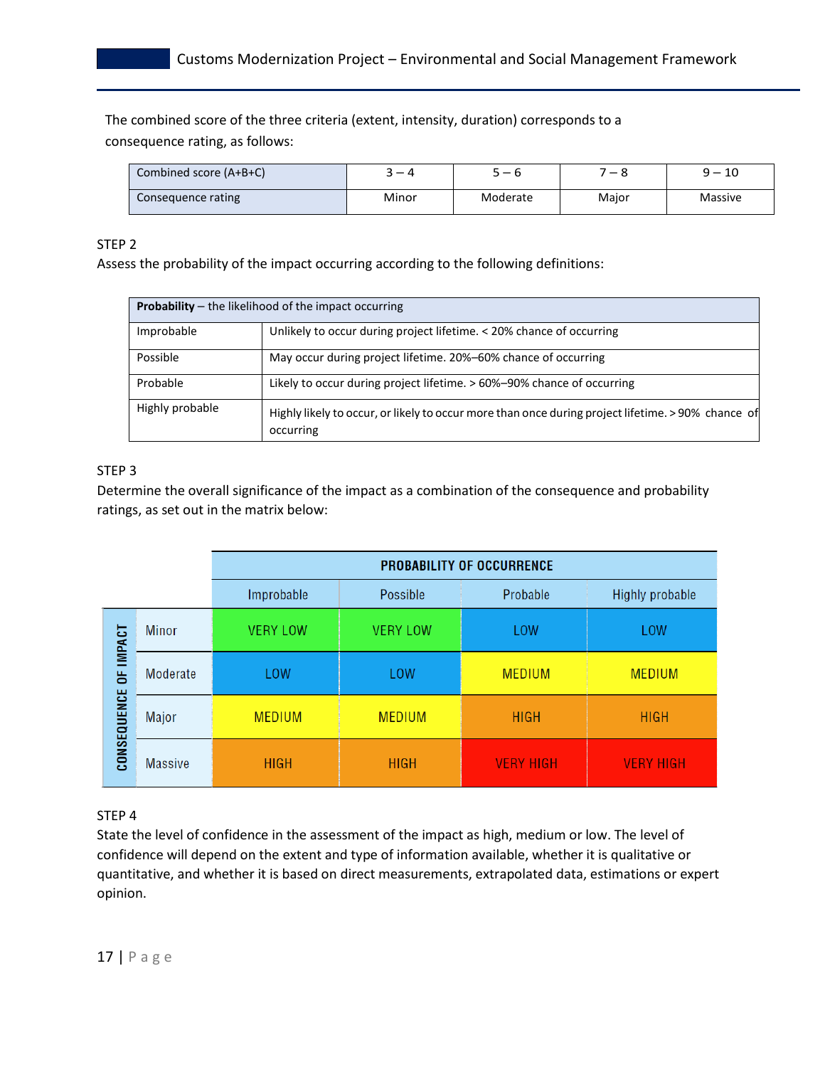The combined score of the three criteria (extent, intensity, duration) corresponds to a consequence rating, as follows:

| Combined score (A+B+C) | 3 – 4 | 5 – 6 | 7 – 8 | 9 – 10 |
|---|---|---|---|---|
| Consequence rating | Minor | Moderate | Major | Massive |

STEP 2

Assess the probability of the impact occurring according to the following definitions:

| **Probability** – the likelihood of the impact occurring | |
|---|---|
| Improbable | Unlikely to occur during project lifetime. < 20% chance of occurring |
| Possible | May occur during project lifetime. 20%–60% chance of occurring |
| Probable | Likely to occur during project lifetime. > 60%–90% chance of occurring |
| Highly probable | Highly likely to occur, or likely to occur more than once during project lifetime. > 90% chance of occurring |

STEP 3

Determine the overall significance of the impact as a combination of the consequence and probability ratings, as set out in the matrix below:

| CONSEQUENCE OF IMPACT | PROBABILITY OF OCCURRENCE | | | |
|---|---|---|---|---|
| | Improbable | Possible | Probable | Highly probable |
| Minor | VERY LOW | VERY LOW | LOW | LOW |
| Moderate | LOW | LOW | MEDIUM | MEDIUM |
| Major | MEDIUM | MEDIUM | HIGH | HIGH |
| Massive | HIGH | HIGH | VERY HIGH | VERY HIGH |

STEP 4

State the level of confidence in the assessment of the impact as high, medium or low. The level of confidence will depend on the extent and type of information available, whether it is qualitative or quantitative, and whether it is based on direct measurements, extrapolated data, estimations or expert opinion.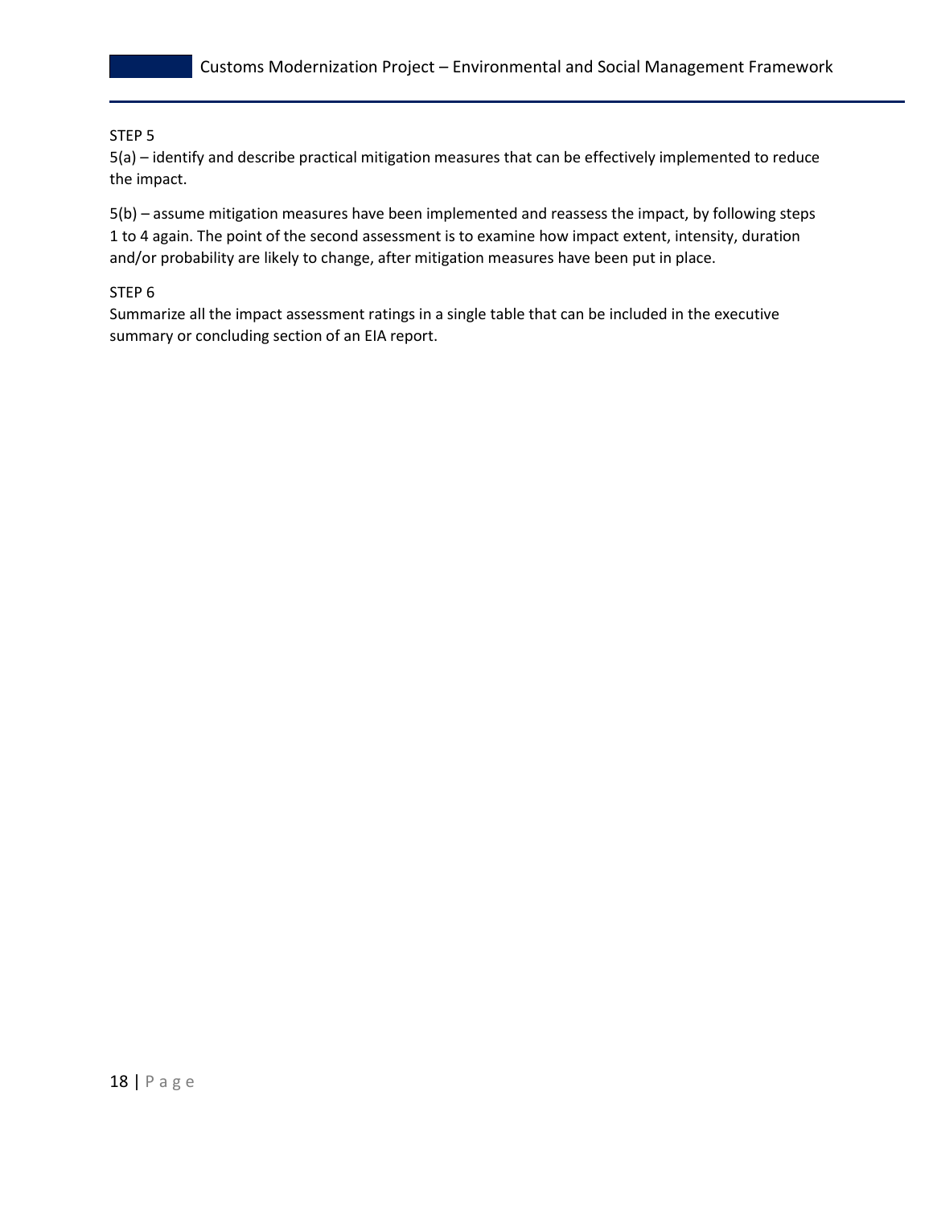STEP 5

5(a) – identify and describe practical mitigation measures that can be effectively implemented to reduce the impact.

5(b) – assume mitigation measures have been implemented and reassess the impact, by following steps 1 to 4 again. The point of the second assessment is to examine how impact extent, intensity, duration and/or probability are likely to change, after mitigation measures have been put in place.

STEP 6

Summarize all the impact assessment ratings in a single table that can be included in the executive summary or concluding section of an EIA report.